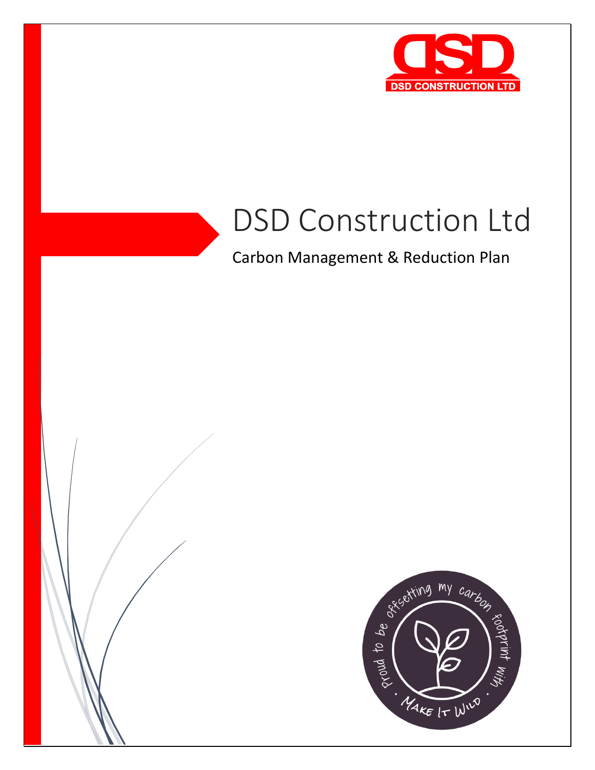# DSD Construction Ltd

## Carbon Management & Reduction Plan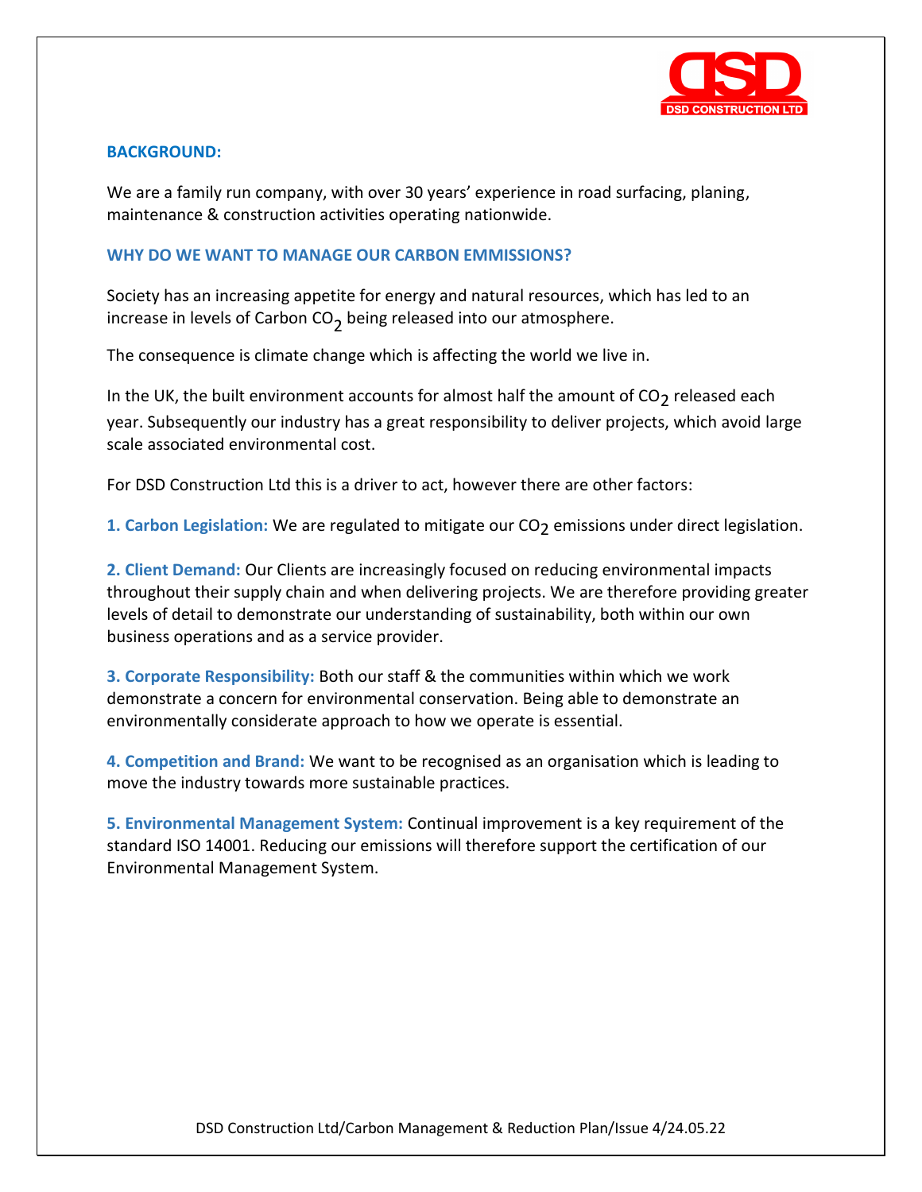## BACKGROUND:

We are a family run company, with over 30 years' experience in road surfacing, planing, maintenance & construction activities operating nationwide.

## WHY DO WE WANT TO MANAGE OUR CARBON EMMISSIONS?

Society has an increasing appetite for energy and natural resources, which has led to an increase in levels of Carbon $CO_2$ being released into our atmosphere.

The consequence is climate change which is affecting the world we live in.

In the UK, the built environment accounts for almost half the amount of $CO_2$ released each year. Subsequently our industry has a great responsibility to deliver projects, which avoid large scale associated environmental cost.

For DSD Construction Ltd this is a driver to act, however there are other factors:

**1. Carbon Legislation:** We are regulated to mitigate our $CO_2$ emissions under direct legislation.

**2. Client Demand:** Our Clients are increasingly focused on reducing environmental impacts throughout their supply chain and when delivering projects. We are therefore providing greater levels of detail to demonstrate our understanding of sustainability, both within our own business operations and as a service provider.

**3. Corporate Responsibility:** Both our staff & the communities within which we work demonstrate a concern for environmental conservation. Being able to demonstrate an environmentally considerate approach to how we operate is essential.

**4. Competition and Brand:** We want to be recognised as an organisation which is leading to move the industry towards more sustainable practices.

**5. Environmental Management System:** Continual improvement is a key requirement of the standard ISO 14001. Reducing our emissions will therefore support the certification of our Environmental Management System.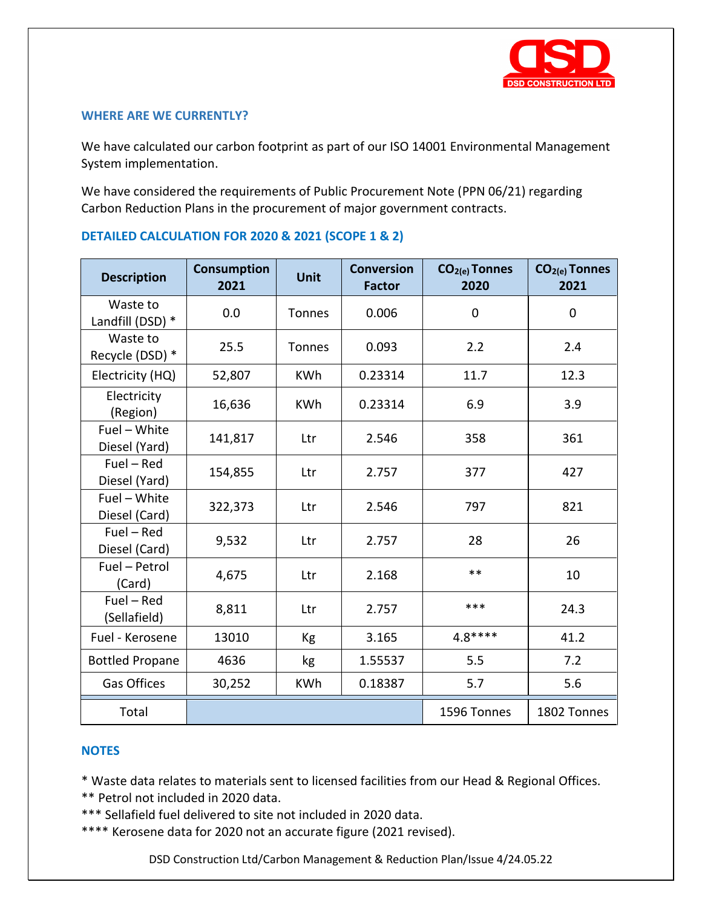## WHERE ARE WE CURRENTLY?

We have calculated our carbon footprint as part of our ISO 14001 Environmental Management System implementation.

We have considered the requirements of Public Procurement Note (PPN 06/21) regarding Carbon Reduction Plans in the procurement of major government contracts.

## DETAILED CALCULATION FOR 2020 & 2021 (SCOPE 1 & 2)

| Description | Consumption 2021 | Unit | Conversion Factor | $CO_{2(e)}$ Tonnes 2020 | $CO_{2(e)}$ Tonnes 2021 |
|---|---|---|---|---|---|
| Waste to Landfill (DSD) * | 0.0 | Tonnes | 0.006 | 0 | 0 |
| Waste to Recycle (DSD) * | 25.5 | Tonnes | 0.093 | 2.2 | 2.4 |
| Electricity (HQ) | 52,807 | KWh | 0.23314 | 11.7 | 12.3 |
| Electricity (Region) | 16,636 | KWh | 0.23314 | 6.9 | 3.9 |
| Fuel – White Diesel (Yard) | 141,817 | Ltr | 2.546 | 358 | 361 |
| Fuel – Red Diesel (Yard) | 154,855 | Ltr | 2.757 | 377 | 427 |
| Fuel – White Diesel (Card) | 322,373 | Ltr | 2.546 | 797 | 821 |
| Fuel – Red Diesel (Card) | 9,532 | Ltr | 2.757 | 28 | 26 |
| Fuel – Petrol (Card) | 4,675 | Ltr | 2.168 | ** | 10 |
| Fuel – Red (Sellafield) | 8,811 | Ltr | 2.757 | *** | 24.3 |
| Fuel - Kerosene | 13010 | Kg | 3.165 | 4.8**** | 41.2 |
| Bottled Propane | 4636 | kg | 1.55537 | 5.5 | 7.2 |
| Gas Offices | 30,252 | KWh | 0.18387 | 5.7 | 5.6 |
| Total | | | | 1596 Tonnes | 1802 Tonnes |

## NOTES

* Waste data relates to materials sent to licensed facilities from our Head & Regional Offices.
** Petrol not included in 2020 data.
*** Sellafield fuel delivered to site not included in 2020 data.
**** Kerosene data for 2020 not an accurate figure (2021 revised).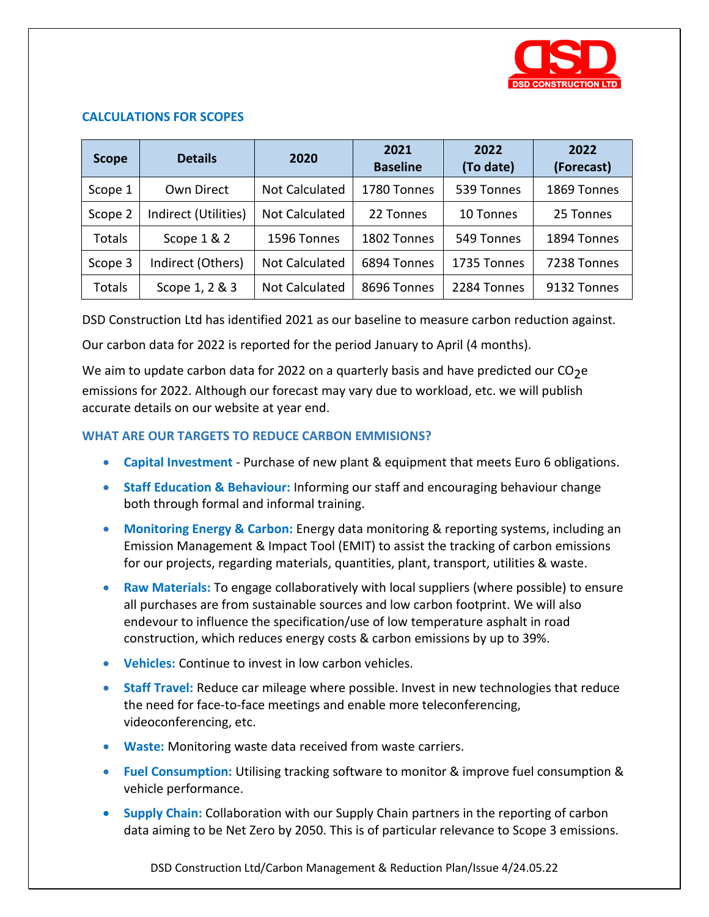## CALCULATIONS FOR SCOPES

| Scope | Details | 2020 | 2021 Baseline | 2022 (To date) | 2022 (Forecast) |
|---|---|---|---|---|---|
| Scope 1 | Own Direct | Not Calculated | 1780 Tonnes | 539 Tonnes | 1869 Tonnes |
| Scope 2 | Indirect (Utilities) | Not Calculated | 22 Tonnes | 10 Tonnes | 25 Tonnes |
| Totals | Scope 1 & 2 | 1596 Tonnes | 1802 Tonnes | 549 Tonnes | 1894 Tonnes |
| Scope 3 | Indirect (Others) | Not Calculated | 6894 Tonnes | 1735 Tonnes | 7238 Tonnes |
| Totals | Scope 1, 2 & 3 | Not Calculated | 8696 Tonnes | 2284 Tonnes | 9132 Tonnes |

DSD Construction Ltd has identified 2021 as our baseline to measure carbon reduction against.

Our carbon data for 2022 is reported for the period January to April (4 months).

We aim to update carbon data for 2022 on a quarterly basis and have predicted our $CO_2e$ emissions for 2022. Although our forecast may vary due to workload, etc. we will publish accurate details on our website at year end.

## WHAT ARE OUR TARGETS TO REDUCE CARBON EMMISIONS?

- **Capital Investment** - Purchase of new plant & equipment that meets Euro 6 obligations.
- **Staff Education & Behaviour:** Informing our staff and encouraging behaviour change both through formal and informal training.
- **Monitoring Energy & Carbon:** Energy data monitoring & reporting systems, including an Emission Management & Impact Tool (EMIT) to assist the tracking of carbon emissions for our projects, regarding materials, quantities, plant, transport, utilities & waste.
- **Raw Materials:** To engage collaboratively with local suppliers (where possible) to ensure all purchases are from sustainable sources and low carbon footprint. We will also endevour to influence the specification/use of low temperature asphalt in road construction, which reduces energy costs & carbon emissions by up to 39%.
- **Vehicles:** Continue to invest in low carbon vehicles.
- **Staff Travel:** Reduce car mileage where possible. Invest in new technologies that reduce the need for face-to-face meetings and enable more teleconferencing, videoconferencing, etc.
- **Waste:** Monitoring waste data received from waste carriers.
- **Fuel Consumption:** Utilising tracking software to monitor & improve fuel consumption & vehicle performance.
- **Supply Chain:** Collaboration with our Supply Chain partners in the reporting of carbon data aiming to be Net Zero by 2050. This is of particular relevance to Scope 3 emissions.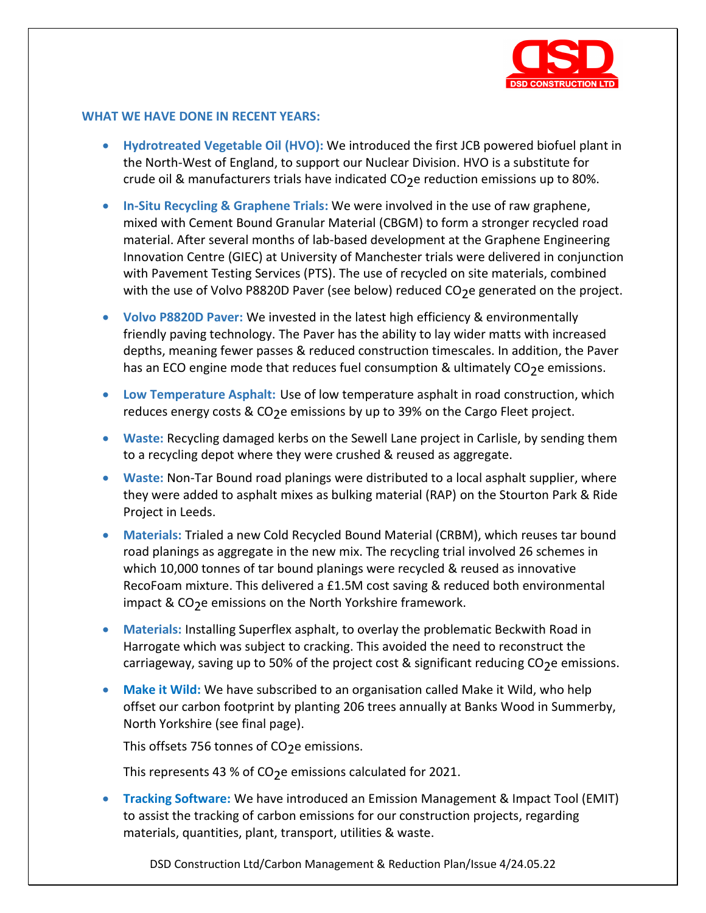## WHAT WE HAVE DONE IN RECENT YEARS:

- **Hydrotreated Vegetable Oil (HVO):** We introduced the first JCB powered biofuel plant in the North-West of England, to support our Nuclear Division. HVO is a substitute for crude oil & manufacturers trials have indicated $CO_2e$ reduction emissions up to 80%.
- **In-Situ Recycling & Graphene Trials:** We were involved in the use of raw graphene, mixed with Cement Bound Granular Material (CBGM) to form a stronger recycled road material. After several months of lab-based development at the Graphene Engineering Innovation Centre (GIEC) at University of Manchester trials were delivered in conjunction with Pavement Testing Services (PTS). The use of recycled on site materials, combined with the use of Volvo P8820D Paver (see below) reduced $CO_2e$ generated on the project.
- **Volvo P8820D Paver:** We invested in the latest high efficiency & environmentally friendly paving technology. The Paver has the ability to lay wider matts with increased depths, meaning fewer passes & reduced construction timescales. In addition, the Paver has an ECO engine mode that reduces fuel consumption & ultimately $CO_2e$ emissions.
- **Low Temperature Asphalt:** Use of low temperature asphalt in road construction, which reduces energy costs & $CO_2e$ emissions by up to 39% on the Cargo Fleet project.
- **Waste:** Recycling damaged kerbs on the Sewell Lane project in Carlisle, by sending them to a recycling depot where they were crushed & reused as aggregate.
- **Waste:** Non-Tar Bound road planings were distributed to a local asphalt supplier, where they were added to asphalt mixes as bulking material (RAP) on the Stourton Park & Ride Project in Leeds.
- **Materials:** Trialed a new Cold Recycled Bound Material (CRBM), which reuses tar bound road planings as aggregate in the new mix. The recycling trial involved 26 schemes in which 10,000 tonnes of tar bound planings were recycled & reused as innovative RecoFoam mixture. This delivered a £1.5M cost saving & reduced both environmental impact & $CO_2e$ emissions on the North Yorkshire framework.
- **Materials:** Installing Superflex asphalt, to overlay the problematic Beckwith Road in Harrogate which was subject to cracking. This avoided the need to reconstruct the carriageway, saving up to 50% of the project cost & significant reducing $CO_2e$ emissions.
- **Make it Wild:** We have subscribed to an organisation called Make it Wild, who help offset our carbon footprint by planting 206 trees annually at Banks Wood in Summerby, North Yorkshire (see final page).

  This offsets 756 tonnes of $CO_2e$ emissions.

  This represents 43 % of $CO_2e$ emissions calculated for 2021.
- **Tracking Software:** We have introduced an Emission Management & Impact Tool (EMIT) to assist the tracking of carbon emissions for our construction projects, regarding materials, quantities, plant, transport, utilities & waste.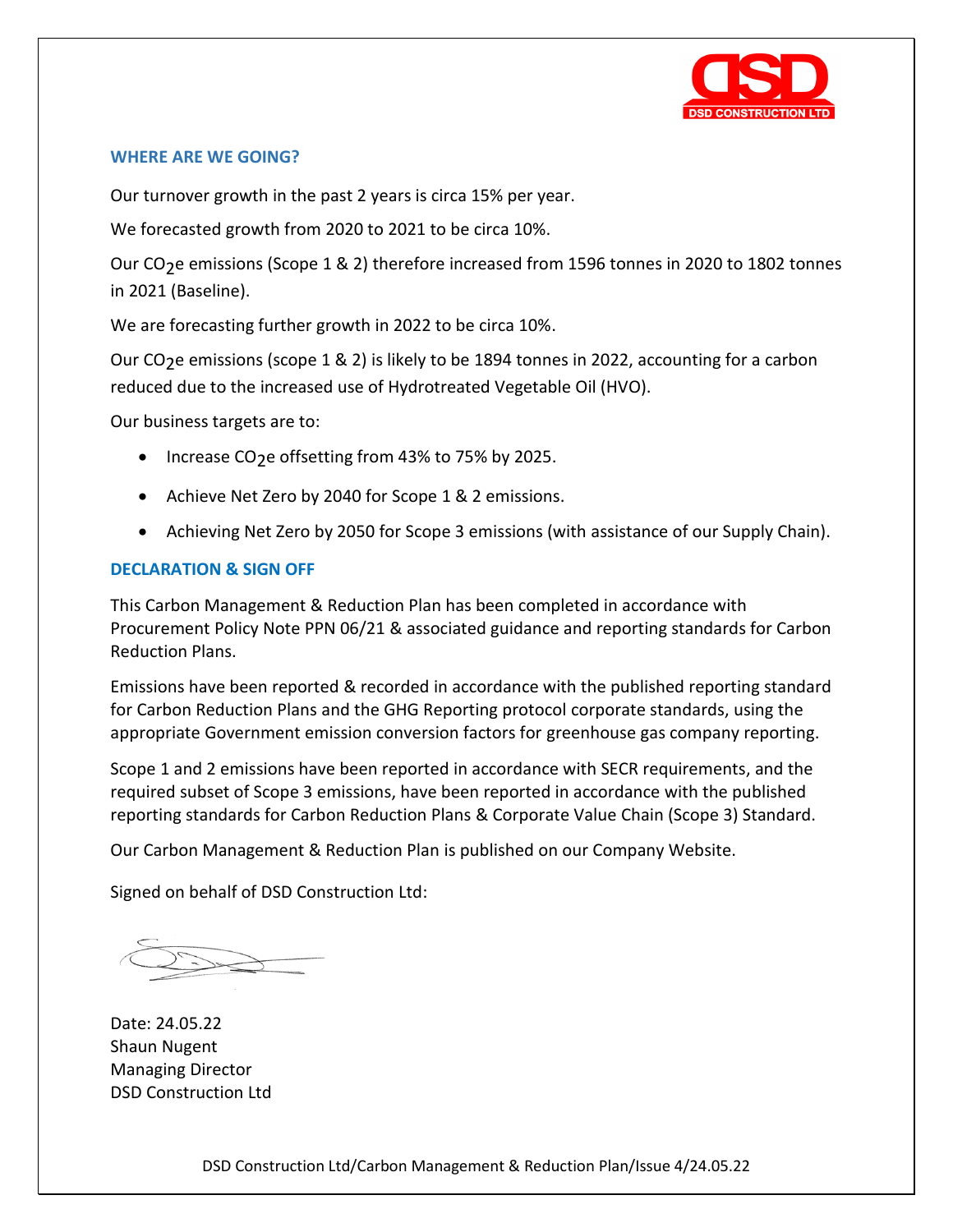## WHERE ARE WE GOING?

Our turnover growth in the past 2 years is circa 15% per year.

We forecasted growth from 2020 to 2021 to be circa 10%.

Our $CO_2e$ emissions (Scope 1 & 2) therefore increased from 1596 tonnes in 2020 to 1802 tonnes in 2021 (Baseline).

We are forecasting further growth in 2022 to be circa 10%.

Our $CO_2e$ emissions (scope 1 & 2) is likely to be 1894 tonnes in 2022, accounting for a carbon reduced due to the increased use of Hydrotreated Vegetable Oil (HVO).

Our business targets are to:

- Increase $CO_2e$ offsetting from 43% to 75% by 2025.
- Achieve Net Zero by 2040 for Scope 1 & 2 emissions.
- Achieving Net Zero by 2050 for Scope 3 emissions (with assistance of our Supply Chain).

## DECLARATION & SIGN OFF

This Carbon Management & Reduction Plan has been completed in accordance with Procurement Policy Note PPN 06/21 & associated guidance and reporting standards for Carbon Reduction Plans.

Emissions have been reported & recorded in accordance with the published reporting standard for Carbon Reduction Plans and the GHG Reporting protocol corporate standards, using the appropriate Government emission conversion factors for greenhouse gas company reporting.

Scope 1 and 2 emissions have been reported in accordance with SECR requirements, and the required subset of Scope 3 emissions, have been reported in accordance with the published reporting standards for Carbon Reduction Plans & Corporate Value Chain (Scope 3) Standard.

Our Carbon Management & Reduction Plan is published on our Company Website.

Signed on behalf of DSD Construction Ltd:

Date: 24.05.22
Shaun Nugent
Managing Director
DSD Construction Ltd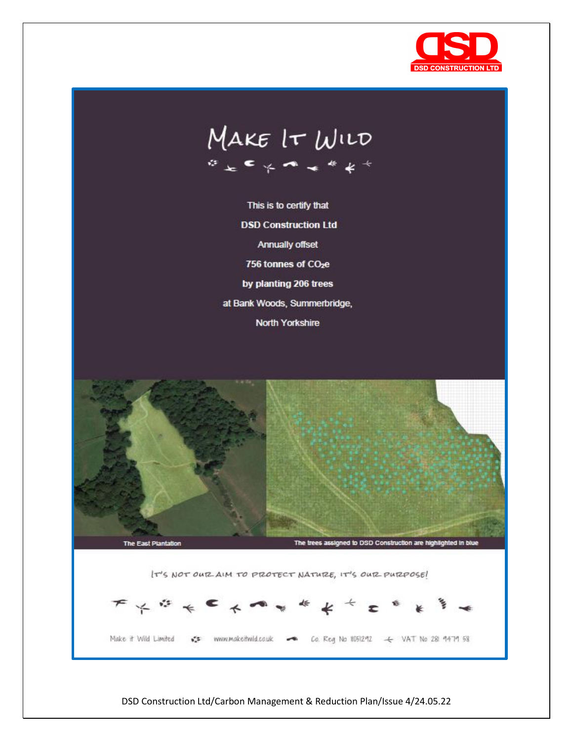# Make It Wild

This is to certify that

**DSD Construction Ltd**

Annually offset

**756 tonnes of $CO_2e$**

**by planting 206 trees**

at Bank Woods, Summerbridge,

North Yorkshire

The East Plantation

The trees assigned to DSD Construction are highlighted in blue

IT'S NOT OUR AIM TO PROTECT NATURE, IT'S OUR PURPOSE!

Make it Wild Limited · www.makeitwild.co.uk · Co. Reg No 11051292 · VAT No 281 9479 58